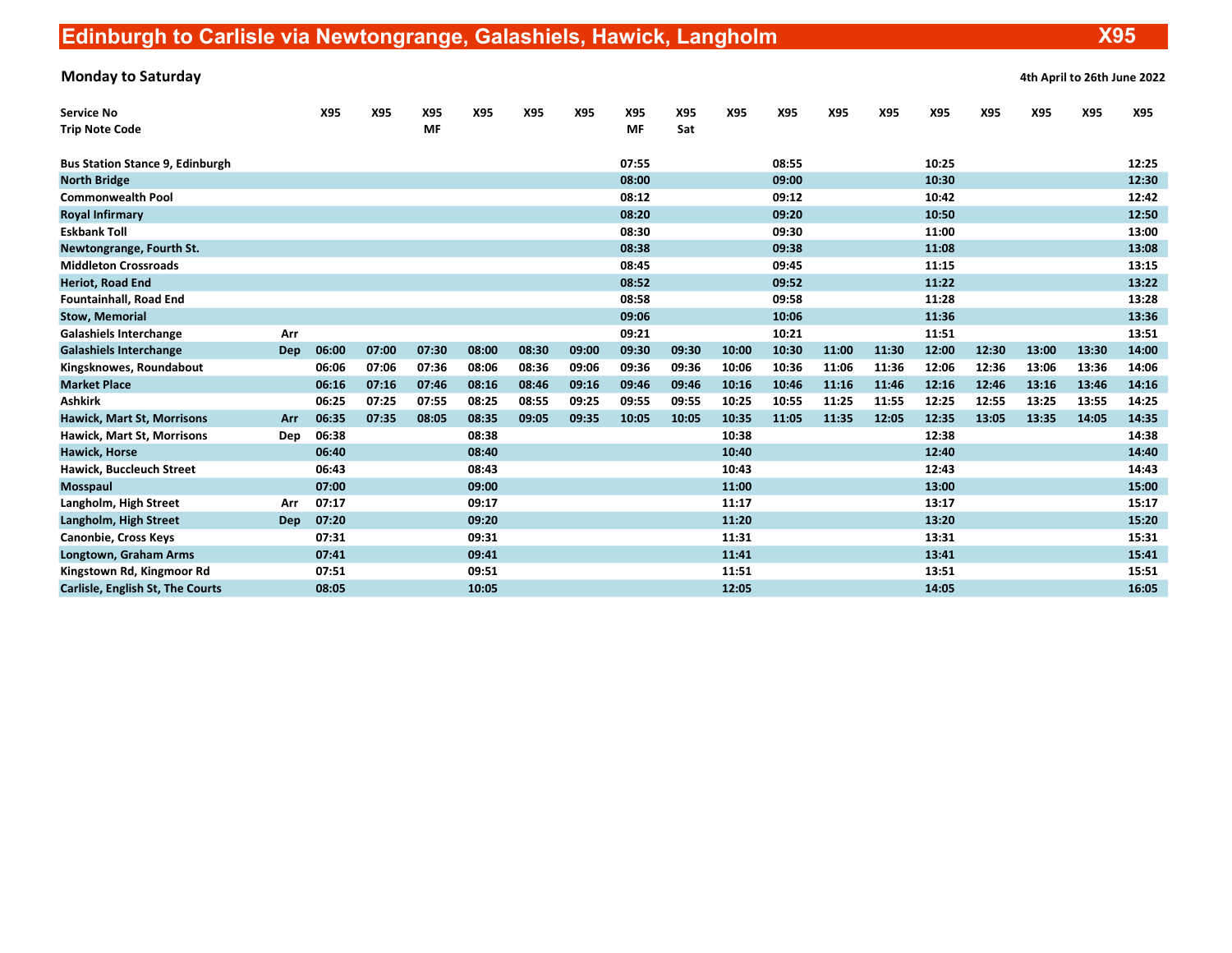# Edinburgh to Carlisle via Newtongrange, Galashiels, Hawick, Langholm — X95

**Monday to Saturday** — 4th April to 26th June 2022

| Service No | | X95 | X95 | X95 | X95 | X95 | X95 | X95 | X95 | X95 | X95 | X95 | X95 | X95 | X95 | X95 | X95 | X95 |
|---|---|---|---|---|---|---|---|---|---|---|---|---|---|---|---|---|---|---|
| Trip Note Code | | | | MF | | | | MF | Sat | | | | | | | | | |
| Bus Station Stance 9, Edinburgh | | | | | | | | 07:55 | | | 08:55 | | | 10:25 | | | | 12:25 |
| North Bridge | | | | | | | | 08:00 | | | 09:00 | | | 10:30 | | | | 12:30 |
| Commonwealth Pool | | | | | | | | 08:12 | | | 09:12 | | | 10:42 | | | | 12:42 |
| Royal Infirmary | | | | | | | | 08:20 | | | 09:20 | | | 10:50 | | | | 12:50 |
| Eskbank Toll | | | | | | | | 08:30 | | | 09:30 | | | 11:00 | | | | 13:00 |
| Newtongrange, Fourth St. | | | | | | | | 08:38 | | | 09:38 | | | 11:08 | | | | 13:08 |
| Middleton Crossroads | | | | | | | | 08:45 | | | 09:45 | | | 11:15 | | | | 13:15 |
| Heriot, Road End | | | | | | | | 08:52 | | | 09:52 | | | 11:22 | | | | 13:22 |
| Fountainhall, Road End | | | | | | | | 08:58 | | | 09:58 | | | 11:28 | | | | 13:28 |
| Stow, Memorial | | | | | | | | 09:06 | | | 10:06 | | | 11:36 | | | | 13:36 |
| Galashiels Interchange | Arr | | | | | | | 09:21 | | | 10:21 | | | 11:51 | | | | 13:51 |
| Galashiels Interchange | Dep | 06:00 | 07:00 | 07:30 | 08:00 | 08:30 | 09:00 | 09:30 | 09:30 | 10:00 | 10:30 | 11:00 | 11:30 | 12:00 | 12:30 | 13:00 | 13:30 | 14:00 |
| Kingsknowes, Roundabout | | 06:06 | 07:06 | 07:36 | 08:06 | 08:36 | 09:06 | 09:36 | 09:36 | 10:06 | 10:36 | 11:06 | 11:36 | 12:06 | 12:36 | 13:06 | 13:36 | 14:06 |
| Market Place | | 06:16 | 07:16 | 07:46 | 08:16 | 08:46 | 09:16 | 09:46 | 09:46 | 10:16 | 10:46 | 11:16 | 11:46 | 12:16 | 12:46 | 13:16 | 13:46 | 14:16 |
| Ashkirk | | 06:25 | 07:25 | 07:55 | 08:25 | 08:55 | 09:25 | 09:55 | 09:55 | 10:25 | 10:55 | 11:25 | 11:55 | 12:25 | 12:55 | 13:25 | 13:55 | 14:25 |
| Hawick, Mart St, Morrisons | Arr | 06:35 | 07:35 | 08:05 | 08:35 | 09:05 | 09:35 | 10:05 | 10:05 | 10:35 | 11:05 | 11:35 | 12:05 | 12:35 | 13:05 | 13:35 | 14:05 | 14:35 |
| Hawick, Mart St, Morrisons | Dep | 06:38 | | | 08:38 | | | | | 10:38 | | | | 12:38 | | | | 14:38 |
| Hawick, Horse | | 06:40 | | | 08:40 | | | | | 10:40 | | | | 12:40 | | | | 14:40 |
| Hawick, Buccleuch Street | | 06:43 | | | 08:43 | | | | | 10:43 | | | | 12:43 | | | | 14:43 |
| Mosspaul | | 07:00 | | | 09:00 | | | | | 11:00 | | | | 13:00 | | | | 15:00 |
| Langholm, High Street | Arr | 07:17 | | | 09:17 | | | | | 11:17 | | | | 13:17 | | | | 15:17 |
| Langholm, High Street | Dep | 07:20 | | | 09:20 | | | | | 11:20 | | | | 13:20 | | | | 15:20 |
| Canonbie, Cross Keys | | 07:31 | | | 09:31 | | | | | 11:31 | | | | 13:31 | | | | 15:31 |
| Longtown, Graham Arms | | 07:41 | | | 09:41 | | | | | 11:41 | | | | 13:41 | | | | 15:41 |
| Kingstown Rd, Kingmoor Rd | | 07:51 | | | 09:51 | | | | | 11:51 | | | | 13:51 | | | | 15:51 |
| Carlisle, English St, The Courts | | 08:05 | | | 10:05 | | | | | 12:05 | | | | 14:05 | | | | 16:05 |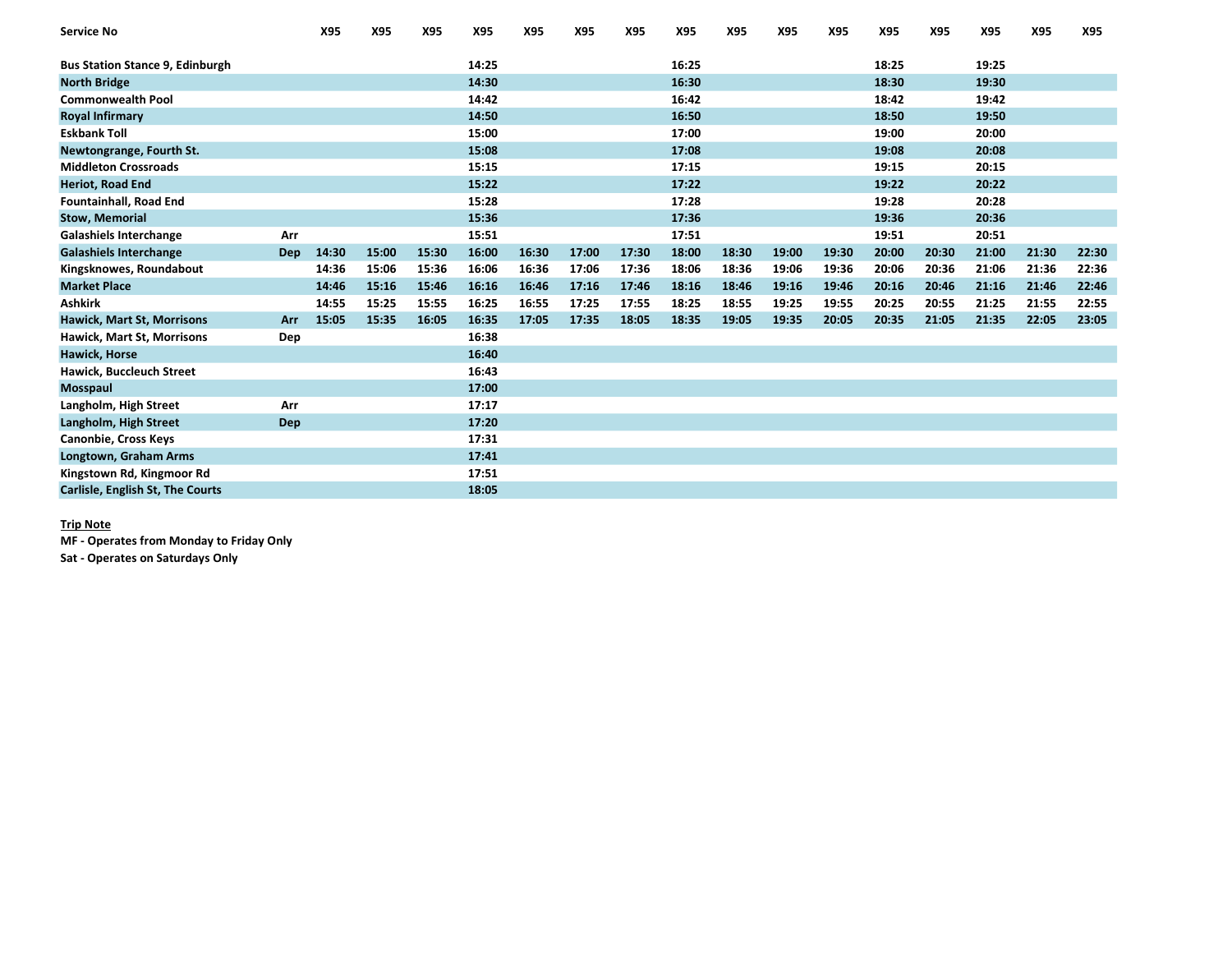| Service No | | X95 | X95 | X95 | X95 | X95 | X95 | X95 | X95 | X95 | X95 | X95 | X95 | X95 | X95 | X95 | X95 |
|---|---|---|---|---|---|---|---|---|---|---|---|---|---|---|---|---|---|
| Bus Station Stance 9, Edinburgh | | | | | 14:25 | | | | 16:25 | | | | 18:25 | | 19:25 | | |
| North Bridge | | | | | 14:30 | | | | 16:30 | | | | 18:30 | | 19:30 | | |
| Commonwealth Pool | | | | | 14:42 | | | | 16:42 | | | | 18:42 | | 19:42 | | |
| Royal Infirmary | | | | | 14:50 | | | | 16:50 | | | | 18:50 | | 19:50 | | |
| Eskbank Toll | | | | | 15:00 | | | | 17:00 | | | | 19:00 | | 20:00 | | |
| Newtongrange, Fourth St. | | | | | 15:08 | | | | 17:08 | | | | 19:08 | | 20:08 | | |
| Middleton Crossroads | | | | | 15:15 | | | | 17:15 | | | | 19:15 | | 20:15 | | |
| Heriot, Road End | | | | | 15:22 | | | | 17:22 | | | | 19:22 | | 20:22 | | |
| Fountainhall, Road End | | | | | 15:28 | | | | 17:28 | | | | 19:28 | | 20:28 | | |
| Stow, Memorial | | | | | 15:36 | | | | 17:36 | | | | 19:36 | | 20:36 | | |
| Galashiels Interchange | Arr | | | | 15:51 | | | | 17:51 | | | | 19:51 | | 20:51 | | |
| Galashiels Interchange | Dep | 14:30 | 15:00 | 15:30 | 16:00 | 16:30 | 17:00 | 17:30 | 18:00 | 18:30 | 19:00 | 19:30 | 20:00 | 20:30 | 21:00 | 21:30 | 22:30 |
| Kingsknowes, Roundabout | | 14:36 | 15:06 | 15:36 | 16:06 | 16:36 | 17:06 | 17:36 | 18:06 | 18:36 | 19:06 | 19:36 | 20:06 | 20:36 | 21:06 | 21:36 | 22:36 |
| Market Place | | 14:46 | 15:16 | 15:46 | 16:16 | 16:46 | 17:16 | 17:46 | 18:16 | 18:46 | 19:16 | 19:46 | 20:16 | 20:46 | 21:16 | 21:46 | 22:46 |
| Ashkirk | | 14:55 | 15:25 | 15:55 | 16:25 | 16:55 | 17:25 | 17:55 | 18:25 | 18:55 | 19:25 | 19:55 | 20:25 | 20:55 | 21:25 | 21:55 | 22:55 |
| Hawick, Mart St, Morrisons | Arr | 15:05 | 15:35 | 16:05 | 16:35 | 17:05 | 17:35 | 18:05 | 18:35 | 19:05 | 19:35 | 20:05 | 20:35 | 21:05 | 21:35 | 22:05 | 23:05 |
| Hawick, Mart St, Morrisons | Dep | | | | 16:38 | | | | | | | | | | | | |
| Hawick, Horse | | | | | 16:40 | | | | | | | | | | | | |
| Hawick, Buccleuch Street | | | | | 16:43 | | | | | | | | | | | | |
| Mosspaul | | | | | 17:00 | | | | | | | | | | | | |
| Langholm, High Street | Arr | | | | 17:17 | | | | | | | | | | | | |
| Langholm, High Street | Dep | | | | 17:20 | | | | | | | | | | | | |
| Canonbie, Cross Keys | | | | | 17:31 | | | | | | | | | | | | |
| Longtown, Graham Arms | | | | | 17:41 | | | | | | | | | | | | |
| Kingstown Rd, Kingmoor Rd | | | | | 17:51 | | | | | | | | | | | | |
| Carlisle, English St, The Courts | | | | | 18:05 | | | | | | | | | | | | |

**Trip Note**

**MF - Operates from Monday to Friday Only**

**Sat - Operates on Saturdays Only**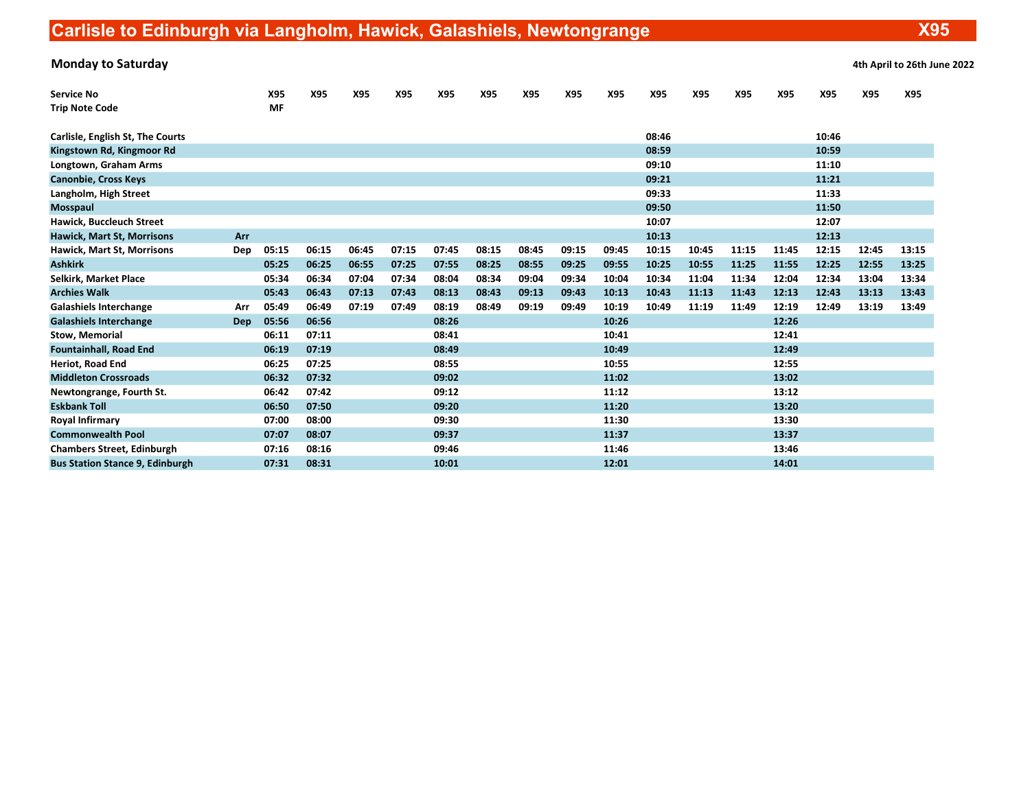# Carlisle to Edinburgh via Langholm, Hawick, Galashiels, Newtongrange X95

**Monday to Saturday** — **4th April to 26th June 2022**

| Service No | | X95 | X95 | X95 | X95 | X95 | X95 | X95 | X95 | X95 | X95 | X95 | X95 | X95 | X95 | X95 | X95 |
|---|---|---|---|---|---|---|---|---|---|---|---|---|---|---|---|---|---|
| Trip Note Code | | MF | | | | | | | | | | | | | | | |
| Carlisle, English St, The Courts | | | | | | | | | | | 08:46 | | | | 10:46 | | |
| Kingstown Rd, Kingmoor Rd | | | | | | | | | | | 08:59 | | | | 10:59 | | |
| Longtown, Graham Arms | | | | | | | | | | | 09:10 | | | | 11:10 | | |
| Canonbie, Cross Keys | | | | | | | | | | | 09:21 | | | | 11:21 | | |
| Langholm, High Street | | | | | | | | | | | 09:33 | | | | 11:33 | | |
| Mosspaul | | | | | | | | | | | 09:50 | | | | 11:50 | | |
| Hawick, Buccleuch Street | | | | | | | | | | | 10:07 | | | | 12:07 | | |
| Hawick, Mart St, Morrisons | Arr | | | | | | | | | | 10:13 | | | | 12:13 | | |
| Hawick, Mart St, Morrisons | Dep | 05:15 | 06:15 | 06:45 | 07:15 | 07:45 | 08:15 | 08:45 | 09:15 | 09:45 | 10:15 | 10:45 | 11:15 | 11:45 | 12:15 | 12:45 | 13:15 |
| Ashkirk | | 05:25 | 06:25 | 06:55 | 07:25 | 07:55 | 08:25 | 08:55 | 09:25 | 09:55 | 10:25 | 10:55 | 11:25 | 11:55 | 12:25 | 12:55 | 13:25 |
| Selkirk, Market Place | | 05:34 | 06:34 | 07:04 | 07:34 | 08:04 | 08:34 | 09:04 | 09:34 | 10:04 | 10:34 | 11:04 | 11:34 | 12:04 | 12:34 | 13:04 | 13:34 |
| Archies Walk | | 05:43 | 06:43 | 07:13 | 07:43 | 08:13 | 08:43 | 09:13 | 09:43 | 10:13 | 10:43 | 11:13 | 11:43 | 12:13 | 12:43 | 13:13 | 13:43 |
| Galashiels Interchange | Arr | 05:49 | 06:49 | 07:19 | 07:49 | 08:19 | 08:49 | 09:19 | 09:49 | 10:19 | 10:49 | 11:19 | 11:49 | 12:19 | 12:49 | 13:19 | 13:49 |
| Galashiels Interchange | Dep | 05:56 | 06:56 | | | 08:26 | | | | 10:26 | | | | 12:26 | | | |
| Stow, Memorial | | 06:11 | 07:11 | | | 08:41 | | | | 10:41 | | | | 12:41 | | | |
| Fountainhall, Road End | | 06:19 | 07:19 | | | 08:49 | | | | 10:49 | | | | 12:49 | | | |
| Heriot, Road End | | 06:25 | 07:25 | | | 08:55 | | | | 10:55 | | | | 12:55 | | | |
| Middleton Crossroads | | 06:32 | 07:32 | | | 09:02 | | | | 11:02 | | | | 13:02 | | | |
| Newtongrange, Fourth St. | | 06:42 | 07:42 | | | 09:12 | | | | 11:12 | | | | 13:12 | | | |
| Eskbank Toll | | 06:50 | 07:50 | | | 09:20 | | | | 11:20 | | | | 13:20 | | | |
| Royal Infirmary | | 07:00 | 08:00 | | | 09:30 | | | | 11:30 | | | | 13:30 | | | |
| Commonwealth Pool | | 07:07 | 08:07 | | | 09:37 | | | | 11:37 | | | | 13:37 | | | |
| Chambers Street, Edinburgh | | 07:16 | 08:16 | | | 09:46 | | | | 11:46 | | | | 13:46 | | | |
| Bus Station Stance 9, Edinburgh | | 07:31 | 08:31 | | | 10:01 | | | | 12:01 | | | | 14:01 | | | |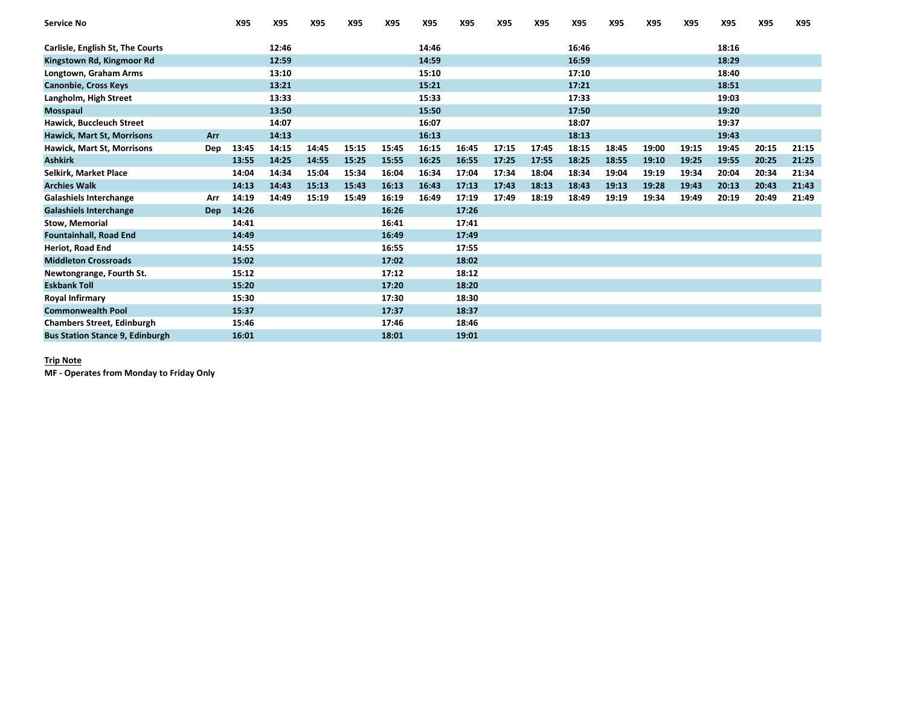| Service No | | X95 | X95 | X95 | X95 | X95 | X95 | X95 | X95 | X95 | X95 | X95 | X95 | X95 | X95 | X95 | X95 |
|---|---|---|---|---|---|---|---|---|---|---|---|---|---|---|---|---|---|
| Carlisle, English St, The Courts | | | 12:46 | | | | 14:46 | | | | 16:46 | | | | 18:16 | | |
| Kingstown Rd, Kingmoor Rd | | | 12:59 | | | | 14:59 | | | | 16:59 | | | | 18:29 | | |
| Longtown, Graham Arms | | | 13:10 | | | | 15:10 | | | | 17:10 | | | | 18:40 | | |
| Canonbie, Cross Keys | | | 13:21 | | | | 15:21 | | | | 17:21 | | | | 18:51 | | |
| Langholm, High Street | | | 13:33 | | | | 15:33 | | | | 17:33 | | | | 19:03 | | |
| Mosspaul | | | 13:50 | | | | 15:50 | | | | 17:50 | | | | 19:20 | | |
| Hawick, Buccleuch Street | | | 14:07 | | | | 16:07 | | | | 18:07 | | | | 19:37 | | |
| Hawick, Mart St, Morrisons | Arr | | 14:13 | | | | 16:13 | | | | 18:13 | | | | 19:43 | | |
| Hawick, Mart St, Morrisons | Dep | 13:45 | 14:15 | 14:45 | 15:15 | 15:45 | 16:15 | 16:45 | 17:15 | 17:45 | 18:15 | 18:45 | 19:00 | 19:15 | 19:45 | 20:15 | 21:15 |
| Ashkirk | | 13:55 | 14:25 | 14:55 | 15:25 | 15:55 | 16:25 | 16:55 | 17:25 | 17:55 | 18:25 | 18:55 | 19:10 | 19:25 | 19:55 | 20:25 | 21:25 |
| Selkirk, Market Place | | 14:04 | 14:34 | 15:04 | 15:34 | 16:04 | 16:34 | 17:04 | 17:34 | 18:04 | 18:34 | 19:04 | 19:19 | 19:34 | 20:04 | 20:34 | 21:34 |
| Archies Walk | | 14:13 | 14:43 | 15:13 | 15:43 | 16:13 | 16:43 | 17:13 | 17:43 | 18:13 | 18:43 | 19:13 | 19:28 | 19:43 | 20:13 | 20:43 | 21:43 |
| Galashiels Interchange | Arr | 14:19 | 14:49 | 15:19 | 15:49 | 16:19 | 16:49 | 17:19 | 17:49 | 18:19 | 18:49 | 19:19 | 19:34 | 19:49 | 20:19 | 20:49 | 21:49 |
| Galashiels Interchange | Dep | 14:26 | | | | 16:26 | | 17:26 | | | | | | | | | |
| Stow, Memorial | | 14:41 | | | | 16:41 | | 17:41 | | | | | | | | | |
| Fountainhall, Road End | | 14:49 | | | | 16:49 | | 17:49 | | | | | | | | | |
| Heriot, Road End | | 14:55 | | | | 16:55 | | 17:55 | | | | | | | | | |
| Middleton Crossroads | | 15:02 | | | | 17:02 | | 18:02 | | | | | | | | | |
| Newtongrange, Fourth St. | | 15:12 | | | | 17:12 | | 18:12 | | | | | | | | | |
| Eskbank Toll | | 15:20 | | | | 17:20 | | 18:20 | | | | | | | | | |
| Royal Infirmary | | 15:30 | | | | 17:30 | | 18:30 | | | | | | | | | |
| Commonwealth Pool | | 15:37 | | | | 17:37 | | 18:37 | | | | | | | | | |
| Chambers Street, Edinburgh | | 15:46 | | | | 17:46 | | 18:46 | | | | | | | | | |
| Bus Station Stance 9, Edinburgh | | 16:01 | | | | 18:01 | | 19:01 | | | | | | | | | |

**Trip Note**

**MF - Operates from Monday to Friday Only**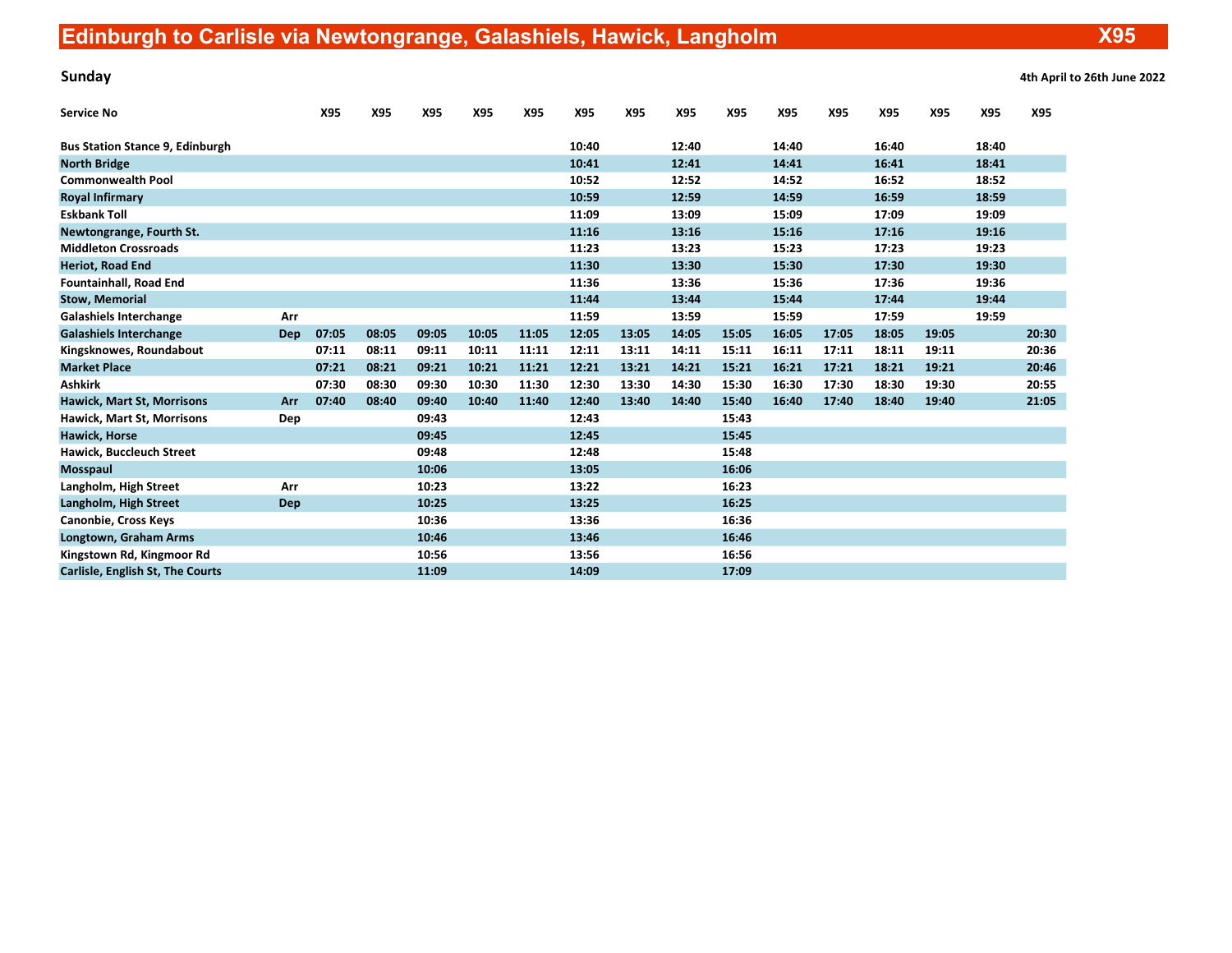# Edinburgh to Carlisle via Newtongrange, Galashiels, Hawick, Langholm X95

**Sunday** **4th April to 26th June 2022**

| Service No | | X95 | X95 | X95 | X95 | X95 | X95 | X95 | X95 | X95 | X95 | X95 | X95 | X95 | X95 | X95 |
|---|---|---|---|---|---|---|---|---|---|---|---|---|---|---|---|---|
| Bus Station Stance 9, Edinburgh | | | | | | | 10:40 | | 12:40 | | 14:40 | | 16:40 | | 18:40 | |
| North Bridge | | | | | | | 10:41 | | 12:41 | | 14:41 | | 16:41 | | 18:41 | |
| Commonwealth Pool | | | | | | | 10:52 | | 12:52 | | 14:52 | | 16:52 | | 18:52 | |
| Royal Infirmary | | | | | | | 10:59 | | 12:59 | | 14:59 | | 16:59 | | 18:59 | |
| Eskbank Toll | | | | | | | 11:09 | | 13:09 | | 15:09 | | 17:09 | | 19:09 | |
| Newtongrange, Fourth St. | | | | | | | 11:16 | | 13:16 | | 15:16 | | 17:16 | | 19:16 | |
| Middleton Crossroads | | | | | | | 11:23 | | 13:23 | | 15:23 | | 17:23 | | 19:23 | |
| Heriot, Road End | | | | | | | 11:30 | | 13:30 | | 15:30 | | 17:30 | | 19:30 | |
| Fountainhall, Road End | | | | | | | 11:36 | | 13:36 | | 15:36 | | 17:36 | | 19:36 | |
| Stow, Memorial | | | | | | | 11:44 | | 13:44 | | 15:44 | | 17:44 | | 19:44 | |
| Galashiels Interchange | Arr | | | | | | 11:59 | | 13:59 | | 15:59 | | 17:59 | | 19:59 | |
| Galashiels Interchange | Dep | 07:05 | 08:05 | 09:05 | 10:05 | 11:05 | 12:05 | 13:05 | 14:05 | 15:05 | 16:05 | 17:05 | 18:05 | 19:05 | | 20:30 |
| Kingsknowes, Roundabout | | 07:11 | 08:11 | 09:11 | 10:11 | 11:11 | 12:11 | 13:11 | 14:11 | 15:11 | 16:11 | 17:11 | 18:11 | 19:11 | | 20:36 |
| Market Place | | 07:21 | 08:21 | 09:21 | 10:21 | 11:21 | 12:21 | 13:21 | 14:21 | 15:21 | 16:21 | 17:21 | 18:21 | 19:21 | | 20:46 |
| Ashkirk | | 07:30 | 08:30 | 09:30 | 10:30 | 11:30 | 12:30 | 13:30 | 14:30 | 15:30 | 16:30 | 17:30 | 18:30 | 19:30 | | 20:55 |
| Hawick, Mart St, Morrisons | Arr | 07:40 | 08:40 | 09:40 | 10:40 | 11:40 | 12:40 | 13:40 | 14:40 | 15:40 | 16:40 | 17:40 | 18:40 | 19:40 | | 21:05 |
| Hawick, Mart St, Morrisons | Dep | | | 09:43 | | | 12:43 | | | 15:43 | | | | | | |
| Hawick, Horse | | | | 09:45 | | | 12:45 | | | 15:45 | | | | | | |
| Hawick, Buccleuch Street | | | | 09:48 | | | 12:48 | | | 15:48 | | | | | | |
| Mosspaul | | | | 10:06 | | | 13:05 | | | 16:06 | | | | | | |
| Langholm, High Street | Arr | | | 10:23 | | | 13:22 | | | 16:23 | | | | | | |
| Langholm, High Street | Dep | | | 10:25 | | | 13:25 | | | 16:25 | | | | | | |
| Canonbie, Cross Keys | | | | 10:36 | | | 13:36 | | | 16:36 | | | | | | |
| Longtown, Graham Arms | | | | 10:46 | | | 13:46 | | | 16:46 | | | | | | |
| Kingstown Rd, Kingmoor Rd | | | | 10:56 | | | 13:56 | | | 16:56 | | | | | | |
| Carlisle, English St, The Courts | | | | 11:09 | | | 14:09 | | | 17:09 | | | | | | |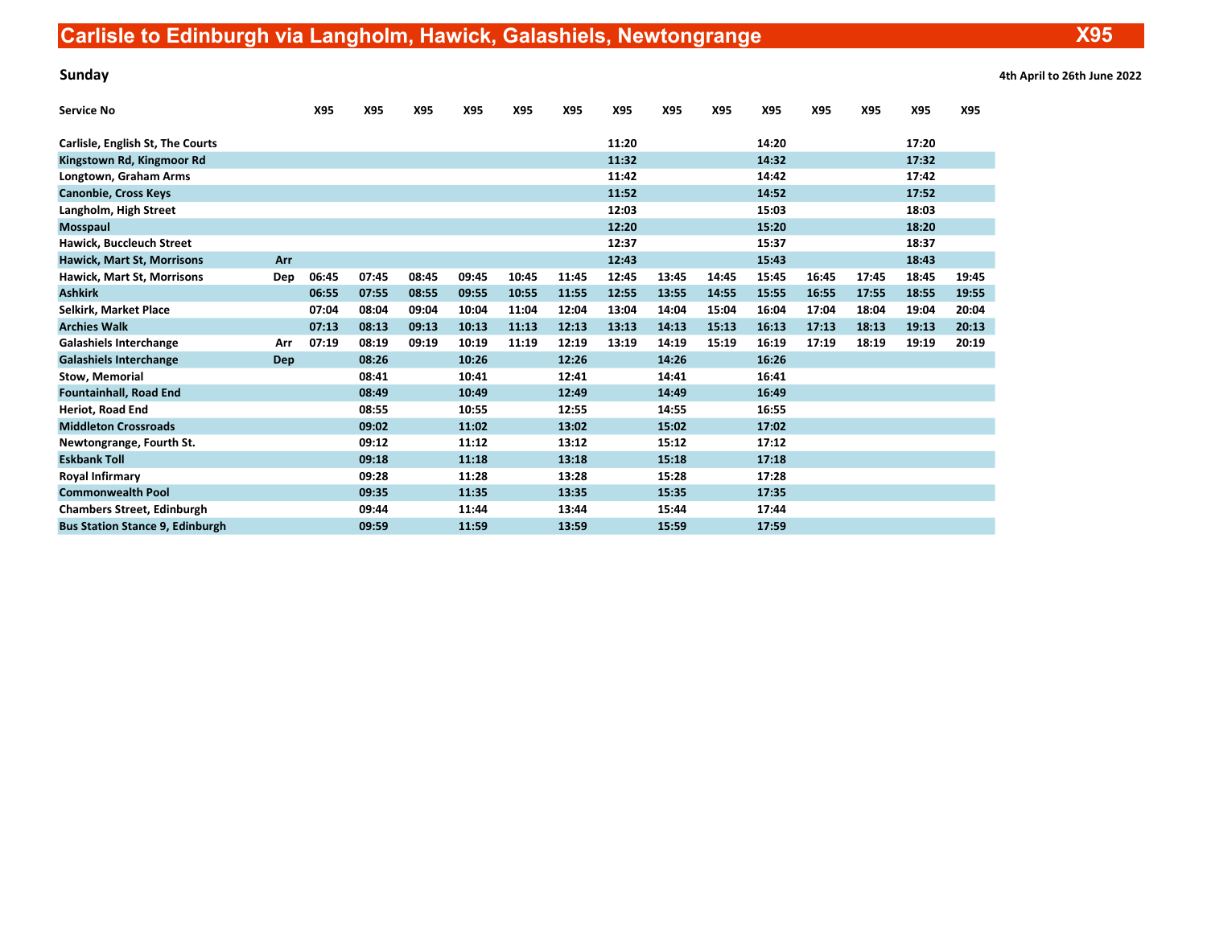# Carlisle to Edinburgh via Langholm, Hawick, Galashiels, Newtongrange X95

**Sunday**

**4th April to 26th June 2022**

| Service No | | X95 | X95 | X95 | X95 | X95 | X95 | X95 | X95 | X95 | X95 | X95 | X95 | X95 | X95 |
|---|---|---|---|---|---|---|---|---|---|---|---|---|---|---|---|
| Carlisle, English St, The Courts | | | | | | | | 11:20 | | | 14:20 | | | 17:20 | |
| Kingstown Rd, Kingmoor Rd | | | | | | | | 11:32 | | | 14:32 | | | 17:32 | |
| Longtown, Graham Arms | | | | | | | | 11:42 | | | 14:42 | | | 17:42 | |
| Canonbie, Cross Keys | | | | | | | | 11:52 | | | 14:52 | | | 17:52 | |
| Langholm, High Street | | | | | | | | 12:03 | | | 15:03 | | | 18:03 | |
| Mosspaul | | | | | | | | 12:20 | | | 15:20 | | | 18:20 | |
| Hawick, Buccleuch Street | | | | | | | | 12:37 | | | 15:37 | | | 18:37 | |
| Hawick, Mart St, Morrisons | Arr | | | | | | | 12:43 | | | 15:43 | | | 18:43 | |
| Hawick, Mart St, Morrisons | Dep | 06:45 | 07:45 | 08:45 | 09:45 | 10:45 | 11:45 | 12:45 | 13:45 | 14:45 | 15:45 | 16:45 | 17:45 | 18:45 | 19:45 |
| Ashkirk | | 06:55 | 07:55 | 08:55 | 09:55 | 10:55 | 11:55 | 12:55 | 13:55 | 14:55 | 15:55 | 16:55 | 17:55 | 18:55 | 19:55 |
| Selkirk, Market Place | | 07:04 | 08:04 | 09:04 | 10:04 | 11:04 | 12:04 | 13:04 | 14:04 | 15:04 | 16:04 | 17:04 | 18:04 | 19:04 | 20:04 |
| Archies Walk | | 07:13 | 08:13 | 09:13 | 10:13 | 11:13 | 12:13 | 13:13 | 14:13 | 15:13 | 16:13 | 17:13 | 18:13 | 19:13 | 20:13 |
| Galashiels Interchange | Arr | 07:19 | 08:19 | 09:19 | 10:19 | 11:19 | 12:19 | 13:19 | 14:19 | 15:19 | 16:19 | 17:19 | 18:19 | 19:19 | 20:19 |
| Galashiels Interchange | Dep | | 08:26 | | 10:26 | | 12:26 | | 14:26 | | 16:26 | | | | |
| Stow, Memorial | | | 08:41 | | 10:41 | | 12:41 | | 14:41 | | 16:41 | | | | |
| Fountainhall, Road End | | | 08:49 | | 10:49 | | 12:49 | | 14:49 | | 16:49 | | | | |
| Heriot, Road End | | | 08:55 | | 10:55 | | 12:55 | | 14:55 | | 16:55 | | | | |
| Middleton Crossroads | | | 09:02 | | 11:02 | | 13:02 | | 15:02 | | 17:02 | | | | |
| Newtongrange, Fourth St. | | | 09:12 | | 11:12 | | 13:12 | | 15:12 | | 17:12 | | | | |
| Eskbank Toll | | | 09:18 | | 11:18 | | 13:18 | | 15:18 | | 17:18 | | | | |
| Royal Infirmary | | | 09:28 | | 11:28 | | 13:28 | | 15:28 | | 17:28 | | | | |
| Commonwealth Pool | | | 09:35 | | 11:35 | | 13:35 | | 15:35 | | 17:35 | | | | |
| Chambers Street, Edinburgh | | | 09:44 | | 11:44 | | 13:44 | | 15:44 | | 17:44 | | | | |
| Bus Station Stance 9, Edinburgh | | | 09:59 | | 11:59 | | 13:59 | | 15:59 | | 17:59 | | | | |